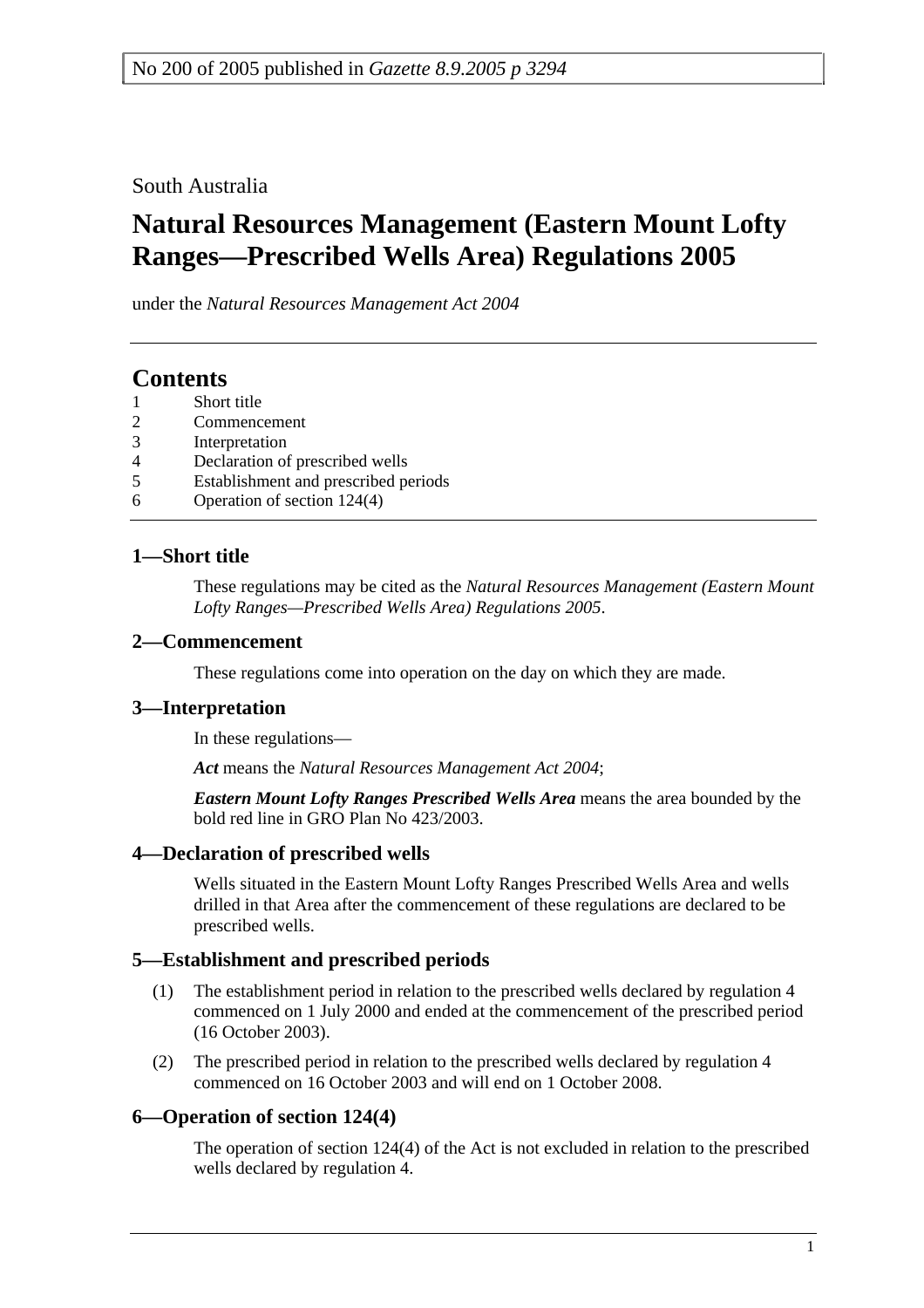No 200 of 2005 published in *Gazette 8.9.2005 p 3294*

South Australia

# Natural Resources Management (Eastern Mount Lofty Ranges—Prescribed Wells Area) Regulations 2005

under the *Natural Resources Management Act 2004*

## Contents

1 Short title
2 Commencement
3 Interpretation
4 Declaration of prescribed wells
5 Establishment and prescribed periods
6 Operation of section 124(4)

### 1—Short title

These regulations may be cited as the *Natural Resources Management (Eastern Mount Lofty Ranges—Prescribed Wells Area) Regulations 2005*.

### 2—Commencement

These regulations come into operation on the day on which they are made.

### 3—Interpretation

In these regulations—

***Act*** means the *Natural Resources Management Act 2004*;

***Eastern Mount Lofty Ranges Prescribed Wells Area*** means the area bounded by the bold red line in GRO Plan No 423/2003.

### 4—Declaration of prescribed wells

Wells situated in the Eastern Mount Lofty Ranges Prescribed Wells Area and wells drilled in that Area after the commencement of these regulations are declared to be prescribed wells.

### 5—Establishment and prescribed periods

(1) The establishment period in relation to the prescribed wells declared by regulation 4 commenced on 1 July 2000 and ended at the commencement of the prescribed period (16 October 2003).

(2) The prescribed period in relation to the prescribed wells declared by regulation 4 commenced on 16 October 2003 and will end on 1 October 2008.

### 6—Operation of section 124(4)

The operation of section 124(4) of the Act is not excluded in relation to the prescribed wells declared by regulation 4.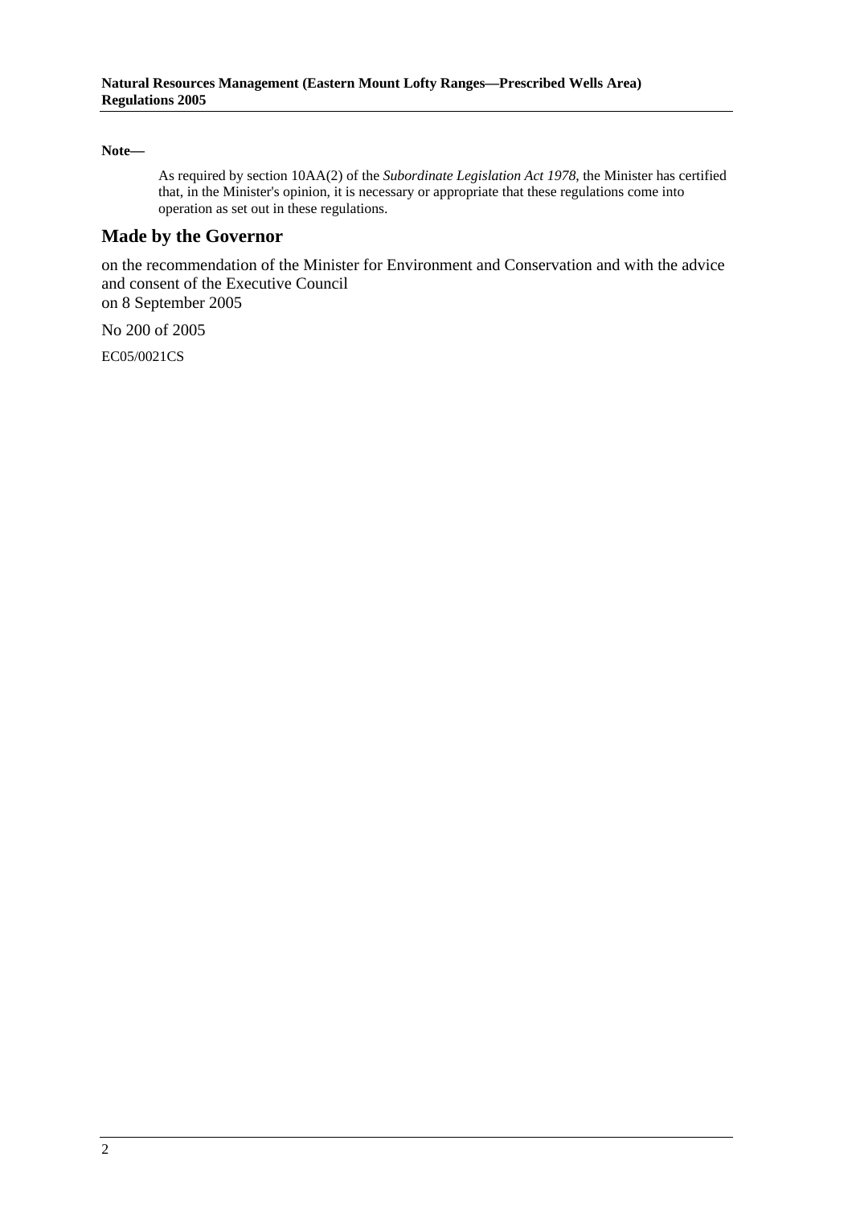**Note—**

As required by section 10AA(2) of the *Subordinate Legislation Act 1978*, the Minister has certified that, in the Minister's opinion, it is necessary or appropriate that these regulations come into operation as set out in these regulations.

## Made by the Governor

on the recommendation of the Minister for Environment and Conservation and with the advice and consent of the Executive Council
on 8 September 2005

No 200 of 2005

EC05/0021CS